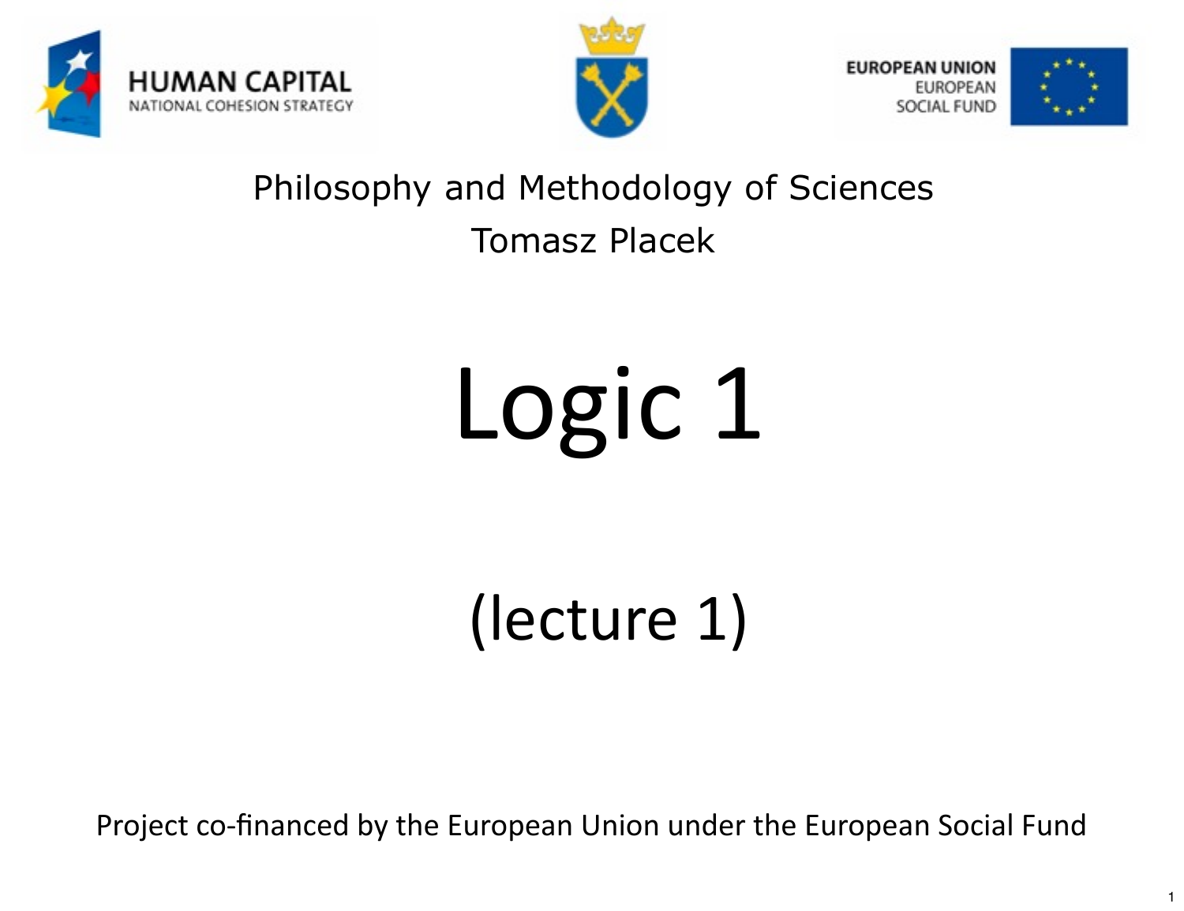HUMAN CAPITAL
NATIONAL COHESION STRATEGY

EUROPEAN UNION
EUROPEAN
SOCIAL FUND

Philosophy and Methodology of Sciences

Tomasz Placek

# Logic 1

## (lecture 1)

Project co-financed by the European Union under the European Social Fund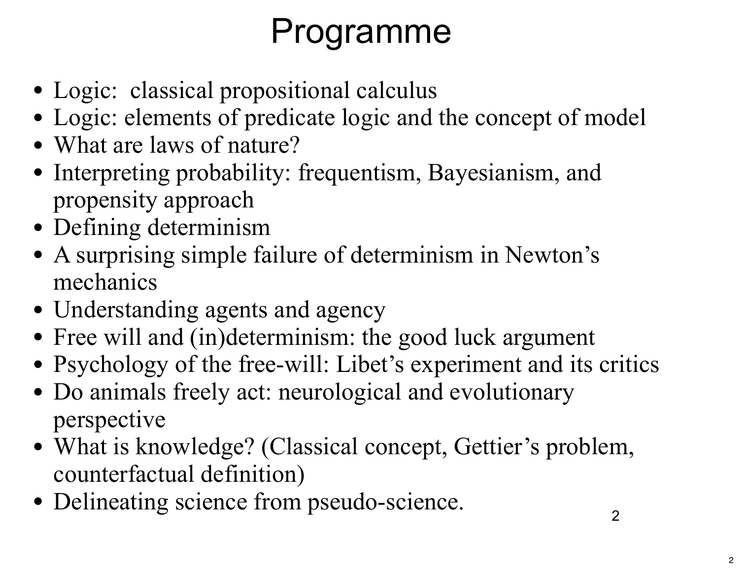# Programme

- Logic: classical propositional calculus
- Logic: elements of predicate logic and the concept of model
- What are laws of nature?
- Interpreting probability: frequentism, Bayesianism, and propensity approach
- Defining determinism
- A surprising simple failure of determinism in Newton's mechanics
- Understanding agents and agency
- Free will and (in)determinism: the good luck argument
- Psychology of the free-will: Libet's experiment and its critics
- Do animals freely act: neurological and evolutionary perspective
- What is knowledge? (Classical concept, Gettier's problem, counterfactual definition)
- Delineating science from pseudo-science.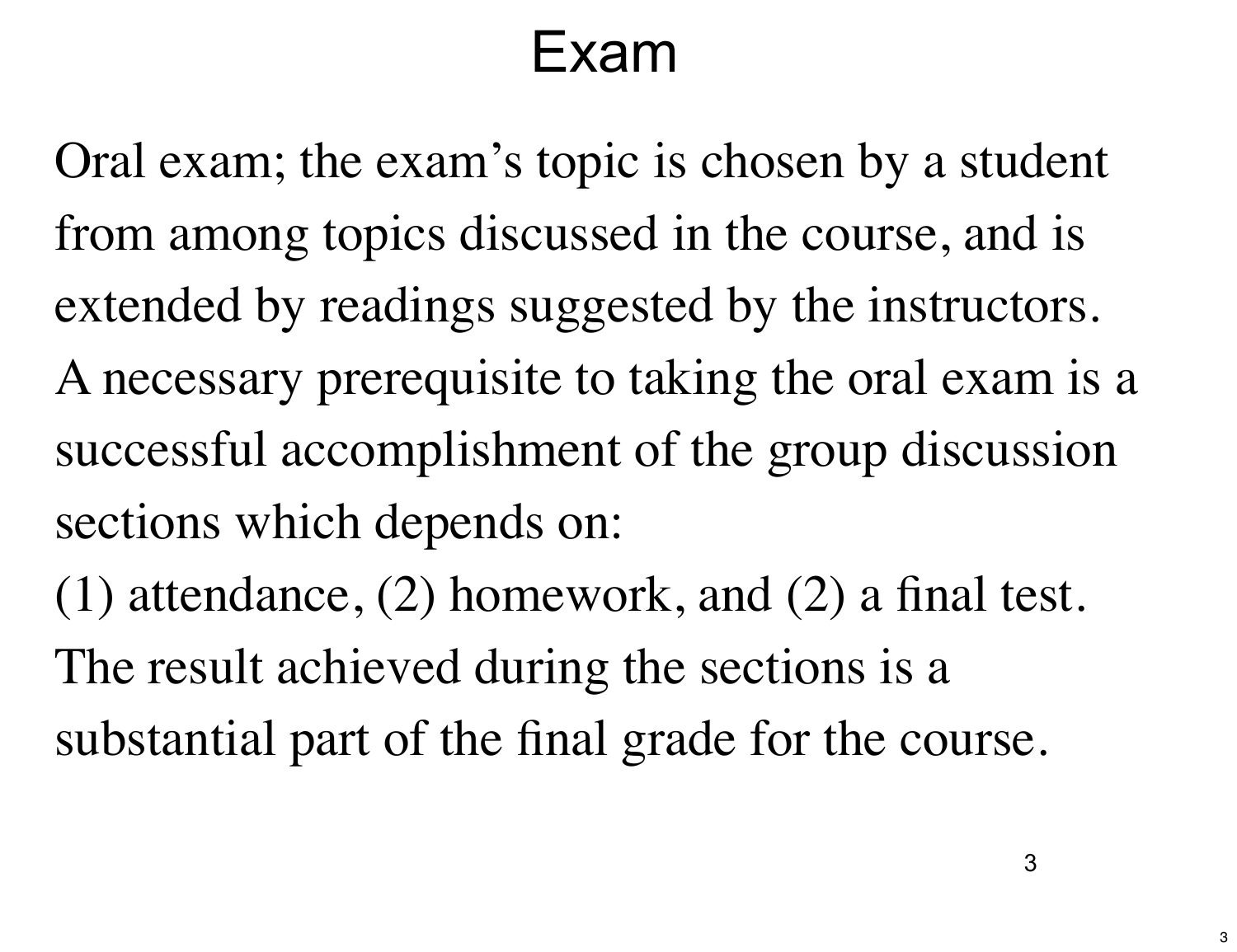# Exam

Oral exam; the exam's topic is chosen by a student from among topics discussed in the course, and is extended by readings suggested by the instructors. A necessary prerequisite to taking the oral exam is a successful accomplishment of the group discussion sections which depends on:

(1) attendance, (2) homework, and (2) a final test. The result achieved during the sections is a substantial part of the final grade for the course.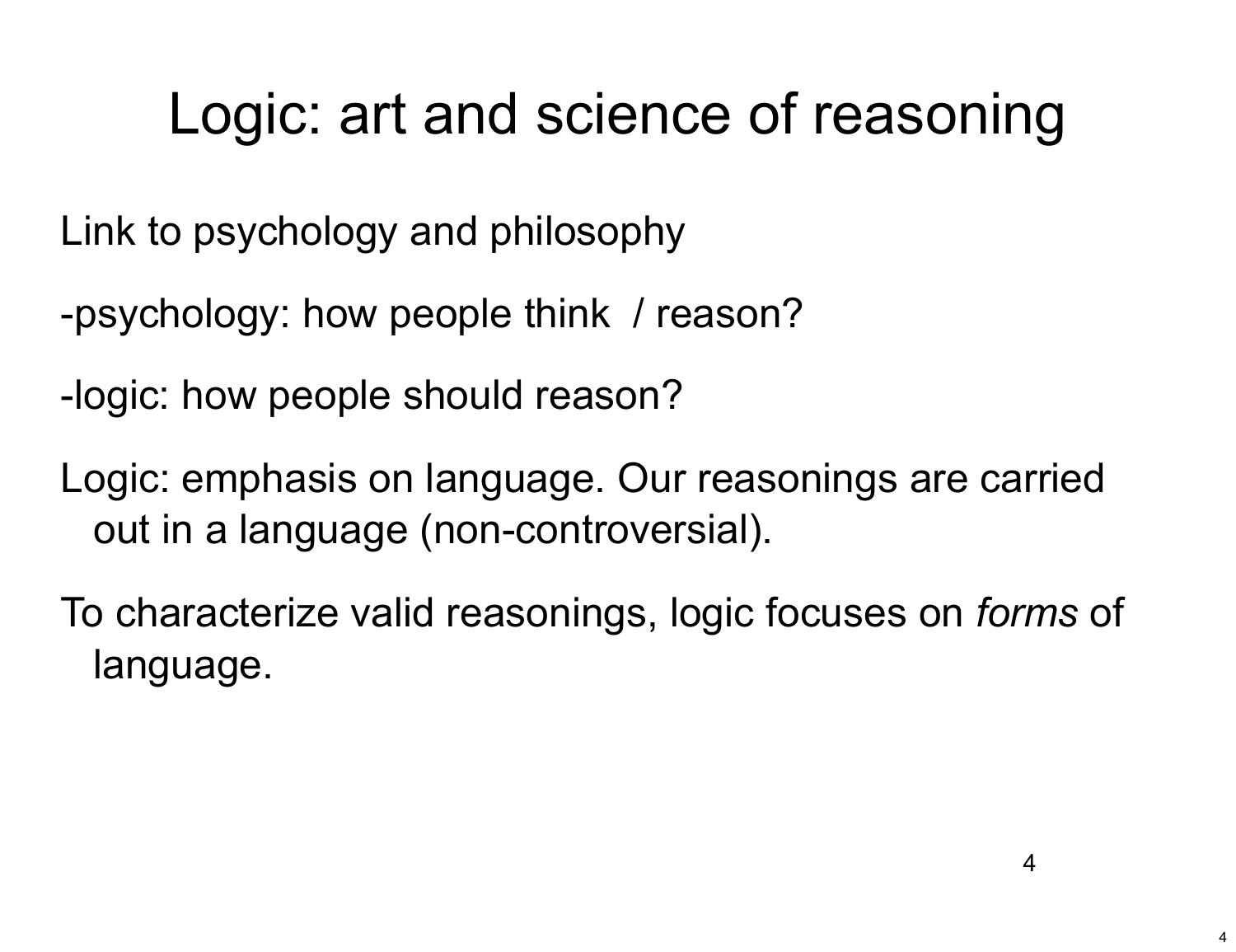# Logic: art and science of reasoning

Link to psychology and philosophy

-psychology: how people think / reason?

-logic: how people should reason?

Logic: emphasis on language. Our reasonings are carried out in a language (non-controversial).

To characterize valid reasonings, logic focuses on *forms* of language.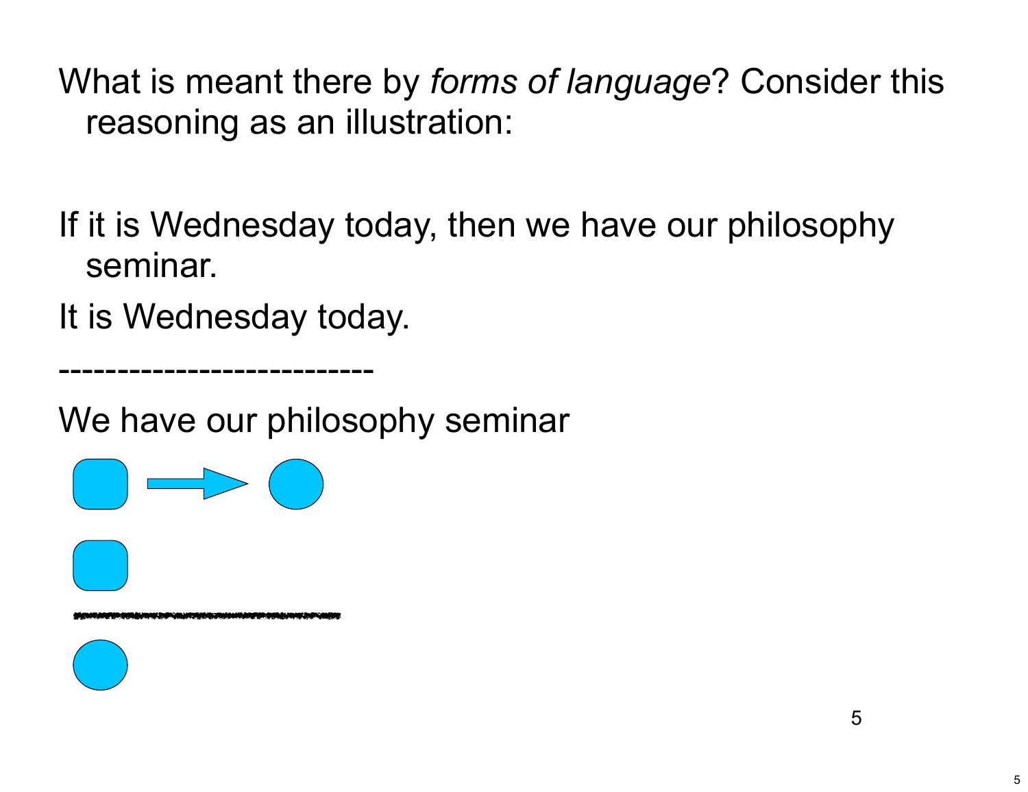What is meant there by *forms of language*? Consider this reasoning as an illustration:

If it is Wednesday today, then we have our philosophy seminar.

It is Wednesday today.

---------------------------

We have our philosophy seminar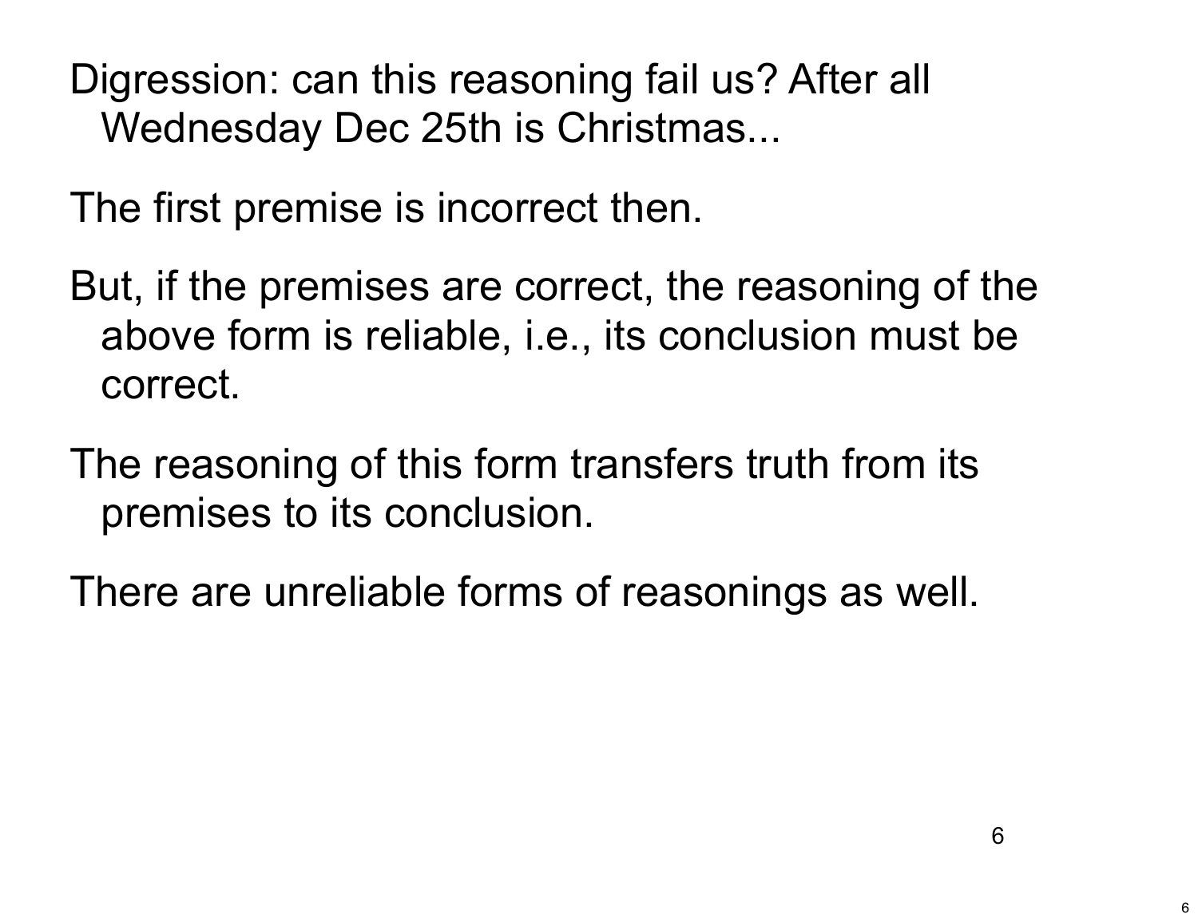Digression: can this reasoning fail us? After all Wednesday Dec 25th is Christmas...

The first premise is incorrect then.

But, if the premises are correct, the reasoning of the above form is reliable, i.e., its conclusion must be correct.

The reasoning of this form transfers truth from its premises to its conclusion.

There are unreliable forms of reasonings as well.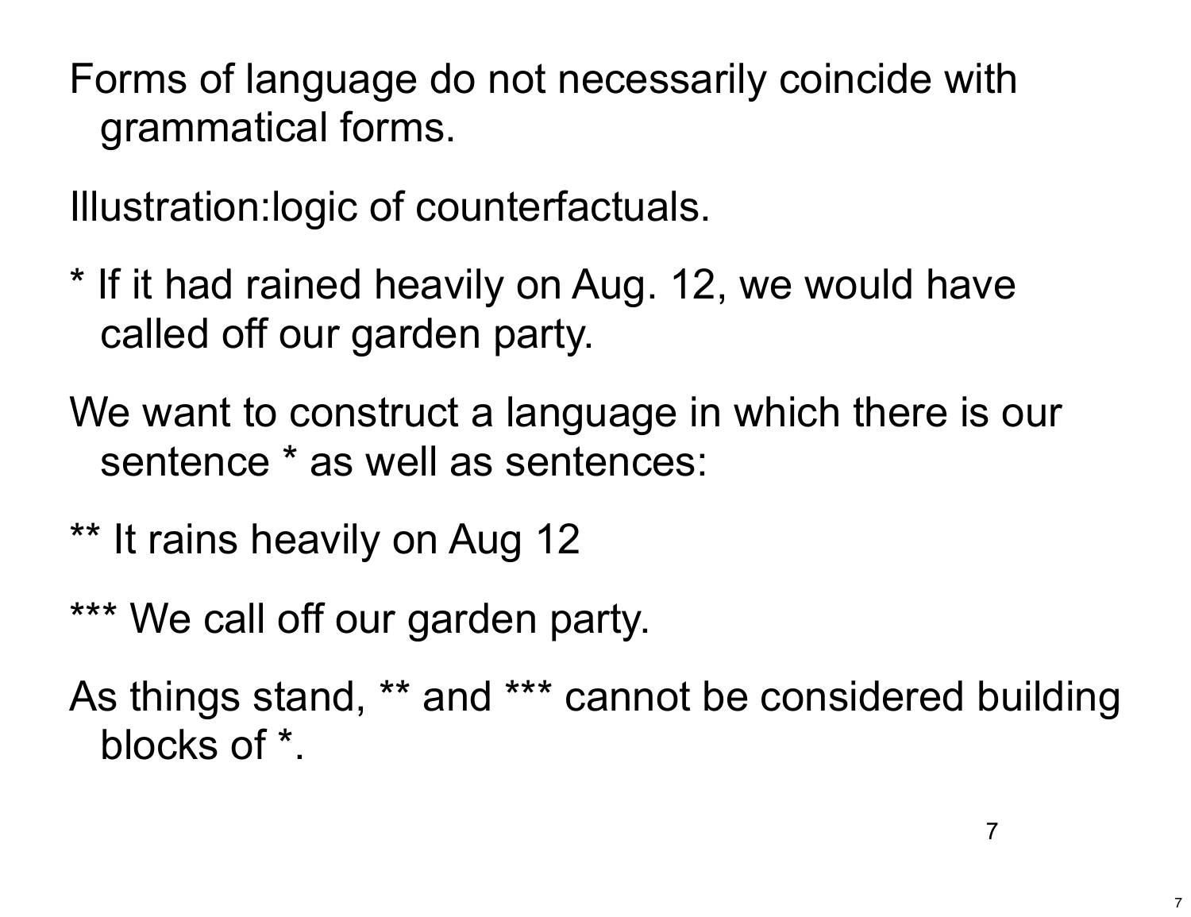Forms of language do not necessarily coincide with grammatical forms.

Illustration:logic of counterfactuals.

* If it had rained heavily on Aug. 12, we would have called off our garden party.

We want to construct a language in which there is our sentence * as well as sentences:

** It rains heavily on Aug 12

*** We call off our garden party.

As things stand, ** and *** cannot be considered building blocks of *.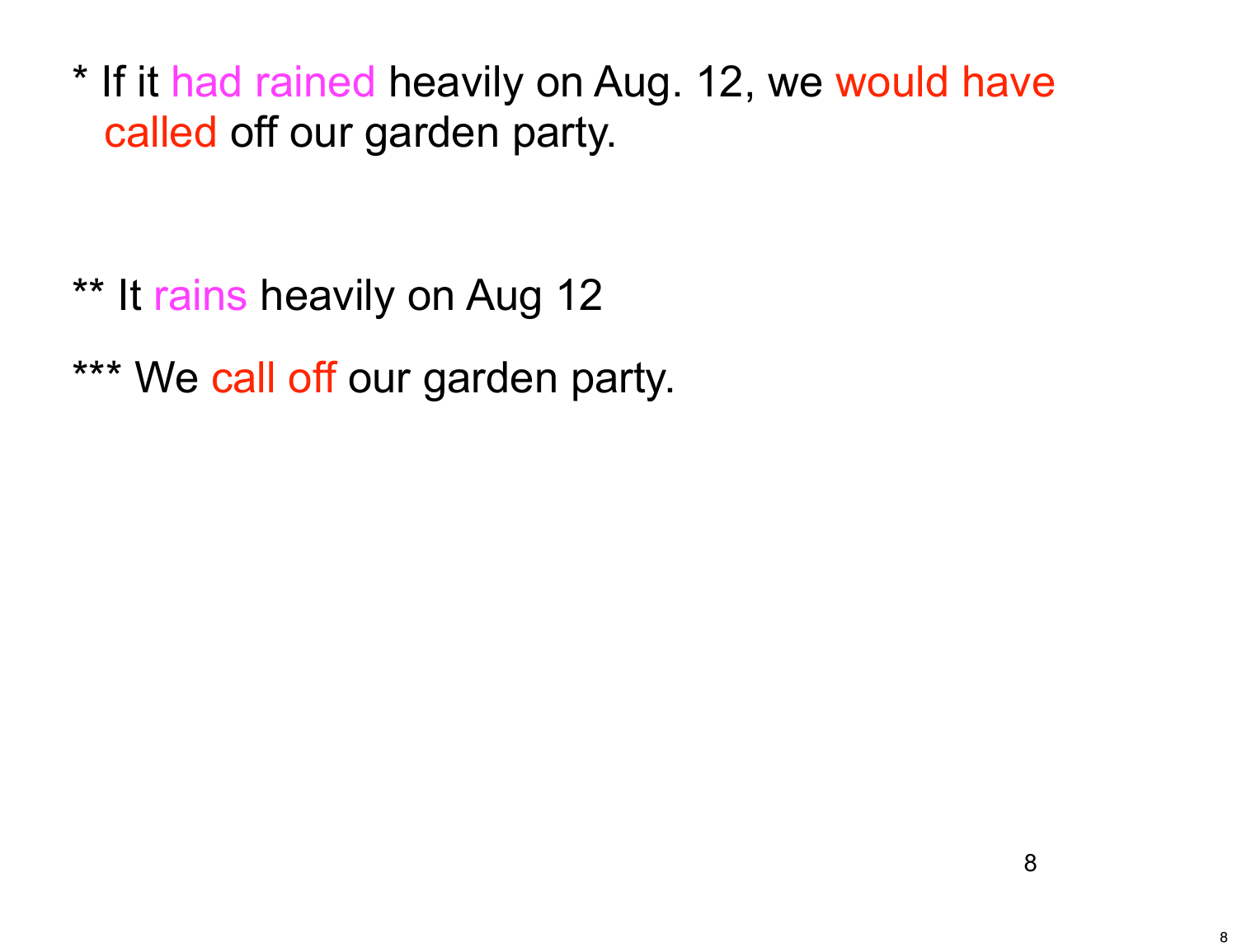* If it had rained heavily on Aug. 12, we would have called off our garden party.

** It rains heavily on Aug 12

*** We call off our garden party.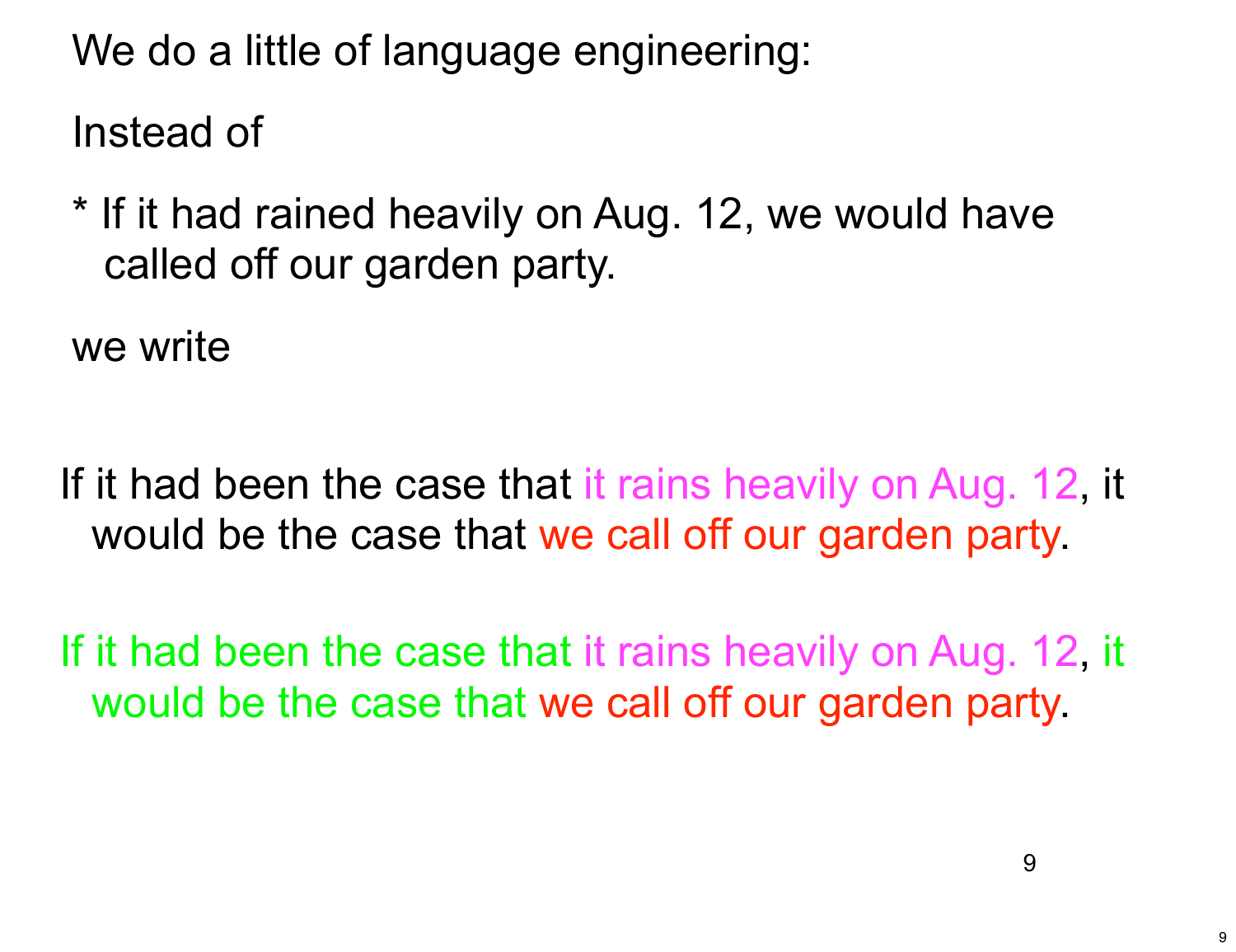We do a little of language engineering:

Instead of

* If it had rained heavily on Aug. 12, we would have called off our garden party.

we write

If it had been the case that it rains heavily on Aug. 12, it would be the case that we call off our garden party.

If it had been the case that it rains heavily on Aug. 12, it would be the case that we call off our garden party.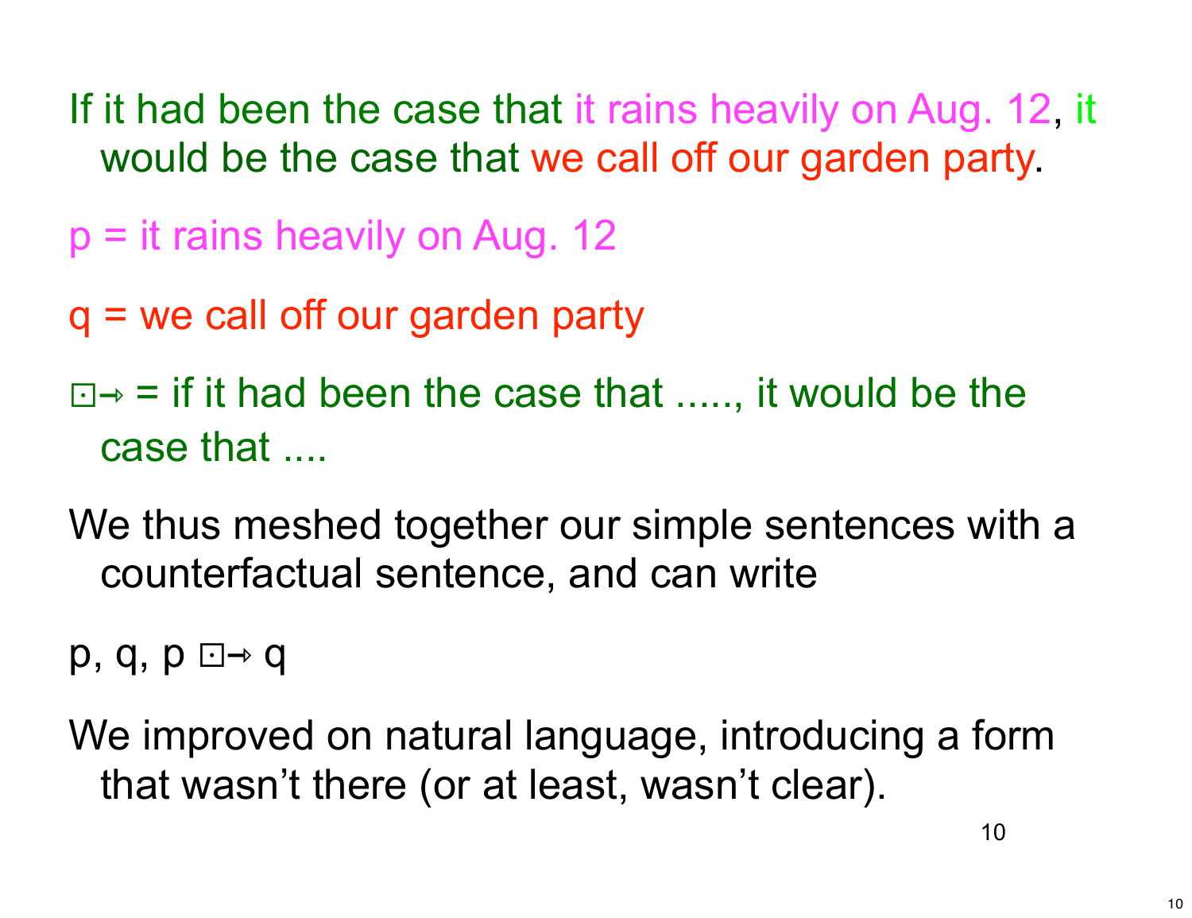If it had been the case that it rains heavily on Aug. 12, it would be the case that we call off our garden party.

p = it rains heavily on Aug. 12

q = we call off our garden party

$\boxdot\!\!\rightarrow$ = if it had been the case that ....., it would be the case that ....

We thus meshed together our simple sentences with a counterfactual sentence, and can write

p, q, $p \boxdot\!\!\rightarrow q$

We improved on natural language, introducing a form that wasn't there (or at least, wasn't clear).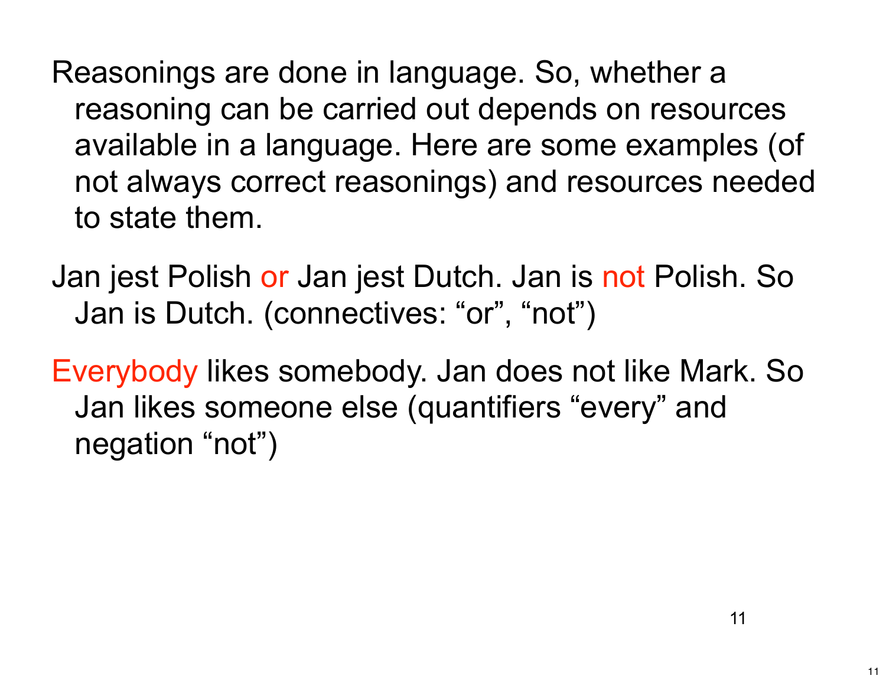Reasonings are done in language. So, whether a reasoning can be carried out depends on resources available in a language. Here are some examples (of not always correct reasonings) and resources needed to state them.

Jan jest Polish or Jan jest Dutch. Jan is not Polish. So Jan is Dutch. (connectives: “or”, “not”)

Everybody likes somebody. Jan does not like Mark. So Jan likes someone else (quantifiers “every” and negation “not”)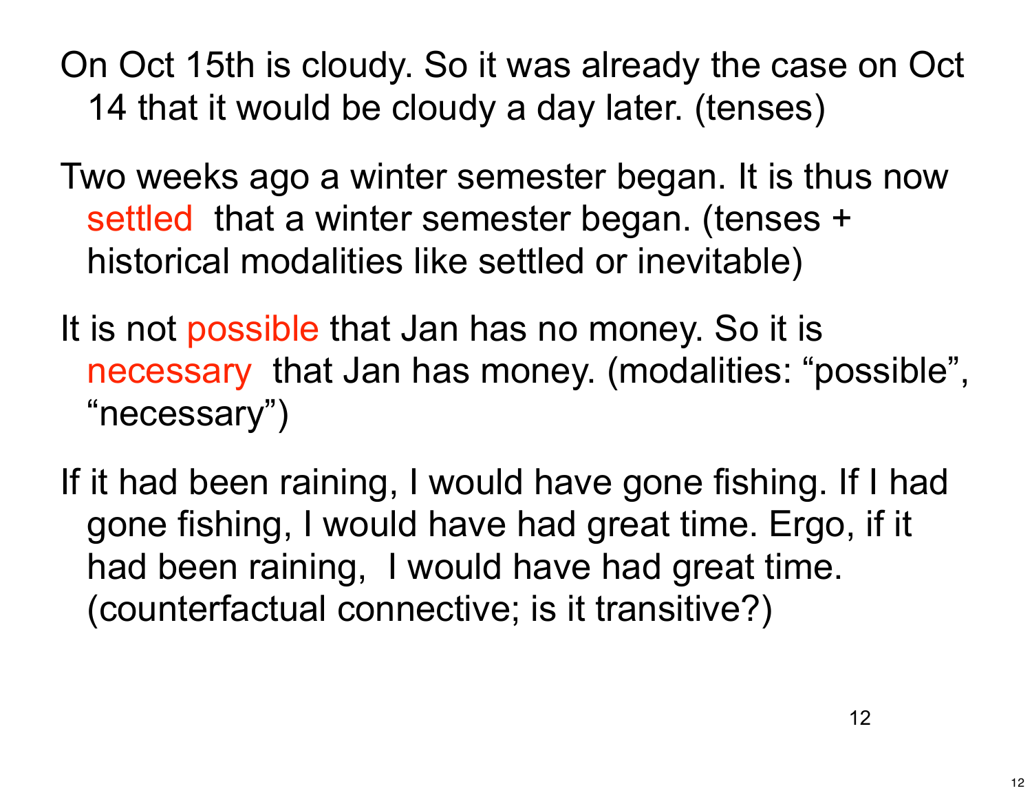On Oct 15th is cloudy. So it was already the case on Oct 14 that it would be cloudy a day later. (tenses)

Two weeks ago a winter semester began. It is thus now settled that a winter semester began. (tenses + historical modalities like settled or inevitable)

It is not possible that Jan has no money. So it is necessary that Jan has money. (modalities: “possible”, “necessary”)

If it had been raining, I would have gone fishing. If I had gone fishing, I would have had great time. Ergo, if it had been raining, I would have had great time. (counterfactual connective; is it transitive?)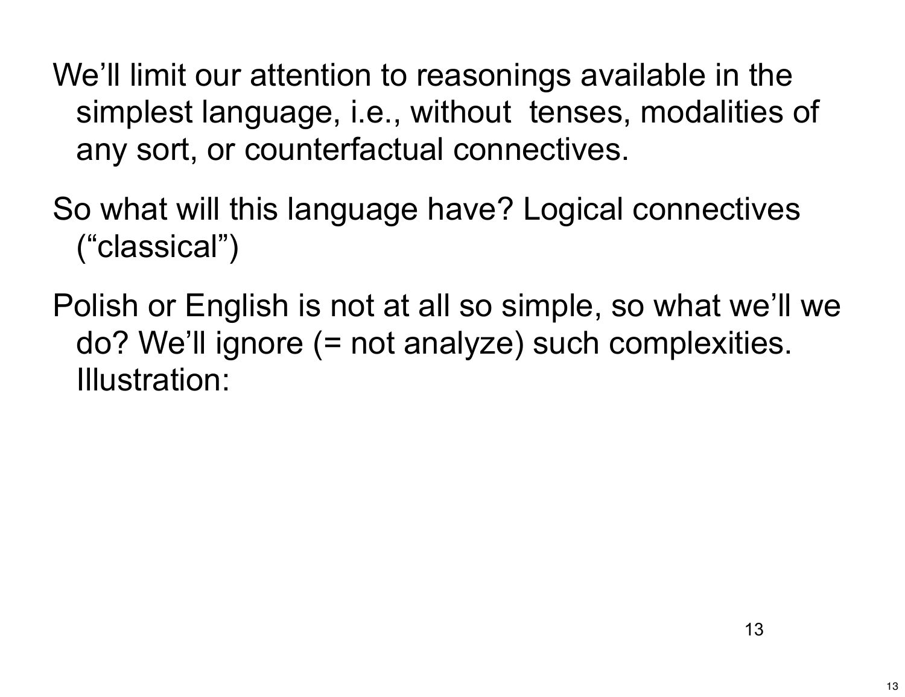We'll limit our attention to reasonings available in the simplest language, i.e., without  tenses, modalities of any sort, or counterfactual connectives.

So what will this language have? Logical connectives ("classical")

Polish or English is not at all so simple, so what we'll we do? We'll ignore (= not analyze) such complexities. Illustration: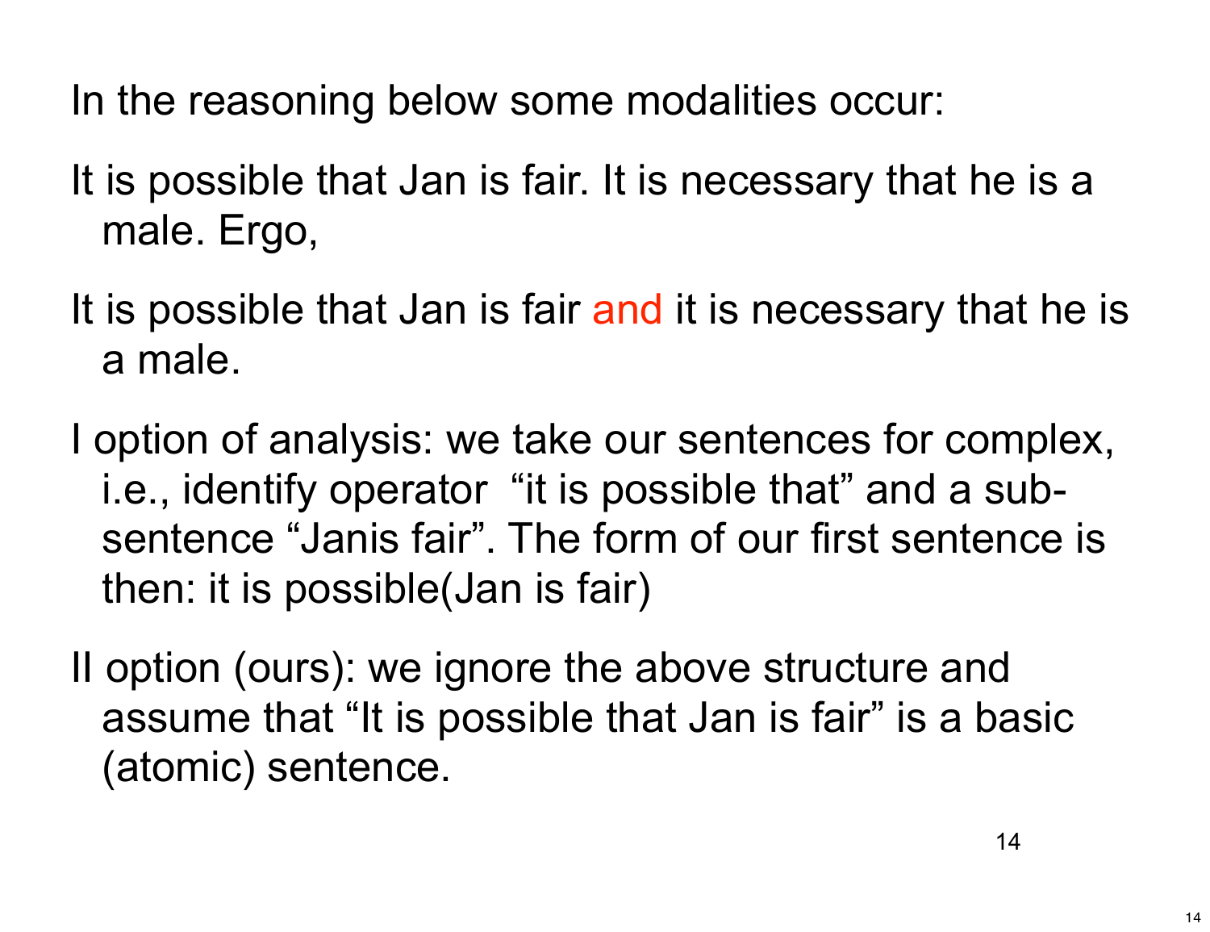In the reasoning below some modalities occur:

It is possible that Jan is fair. It is necessary that he is a male. Ergo,

It is possible that Jan is fair and it is necessary that he is a male.

I option of analysis: we take our sentences for complex, i.e., identify operator "it is possible that" and a sub-sentence "Janis fair". The form of our first sentence is then: it is possible(Jan is fair)

II option (ours): we ignore the above structure and assume that "It is possible that Jan is fair" is a basic (atomic) sentence.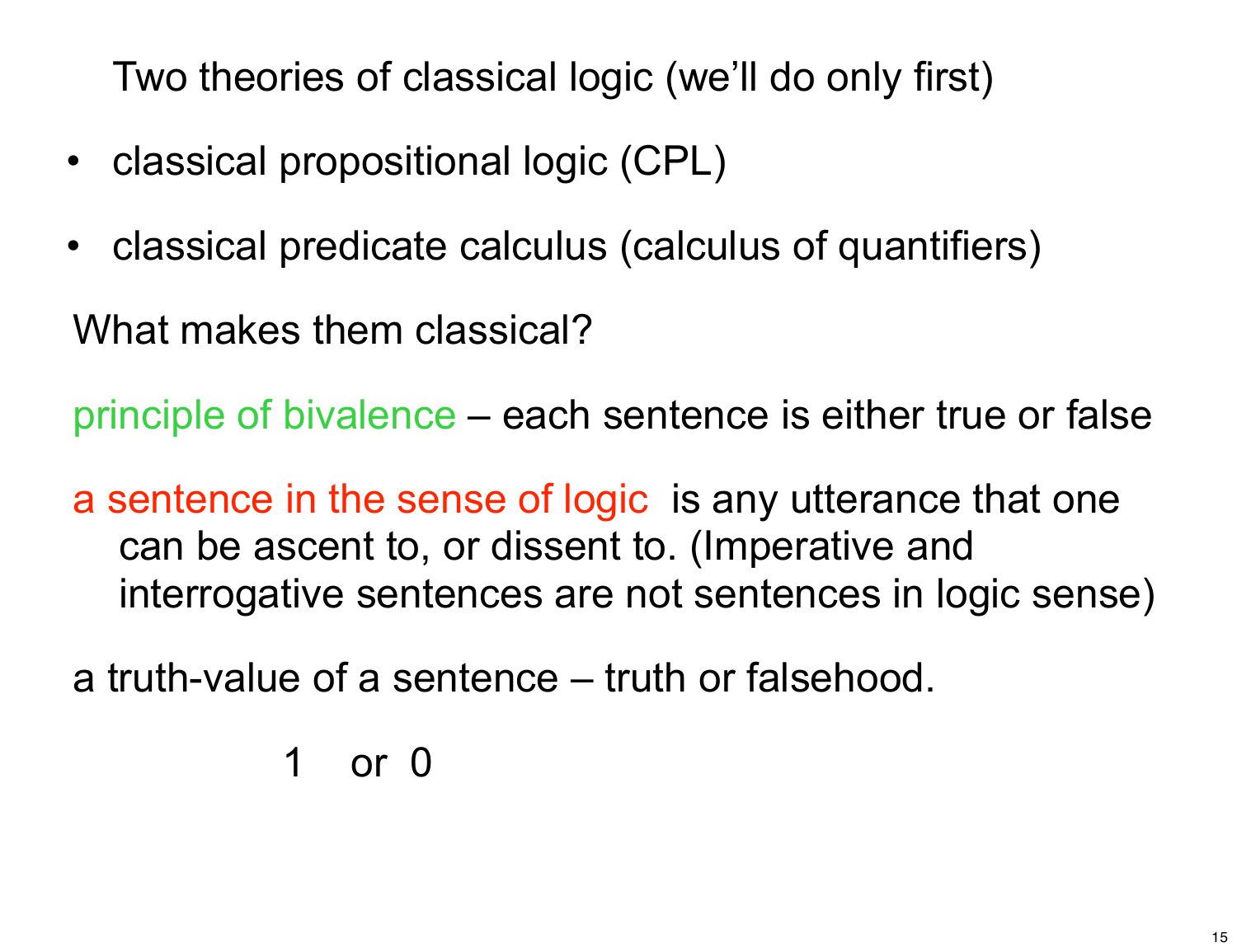Two theories of classical logic (we'll do only first)

- classical propositional logic (CPL)
- classical predicate calculus (calculus of quantifiers)

What makes them classical?

principle of bivalence – each sentence is either true or false

a sentence in the sense of logic is any utterance that one can be ascent to, or dissent to. (Imperative and interrogative sentences are not sentences in logic sense)

a truth-value of a sentence – truth or falsehood.

1 or 0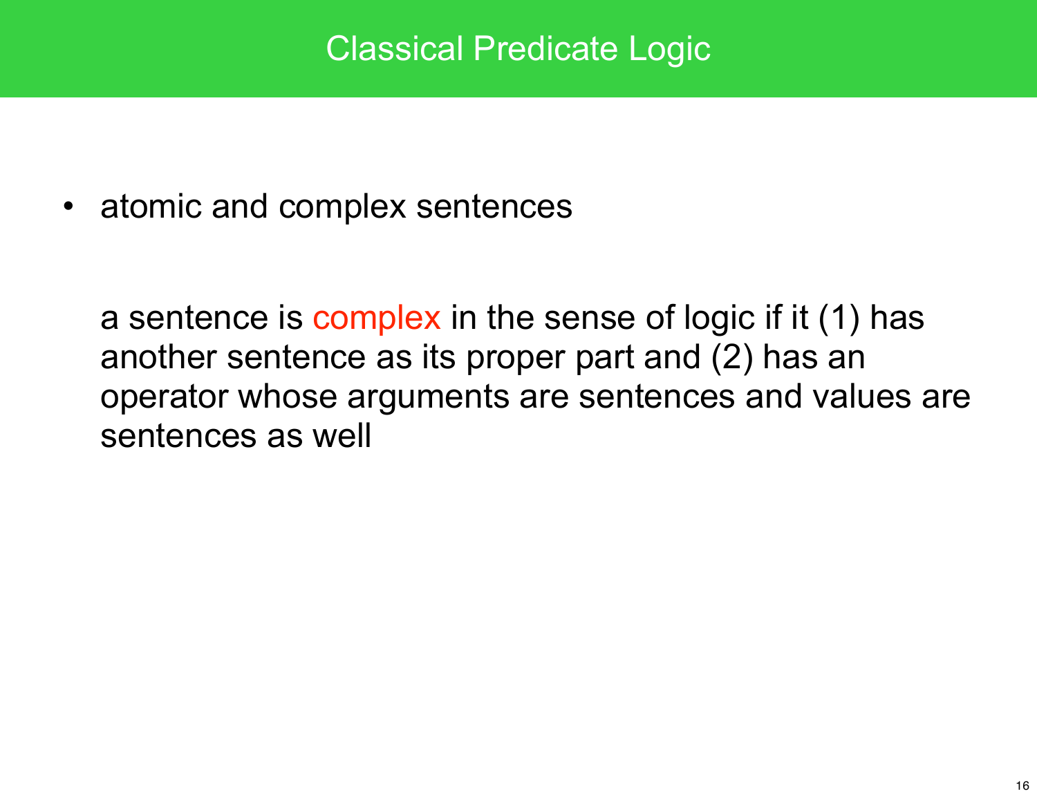# Classical Predicate Logic

- atomic and complex sentences

  a sentence is complex in the sense of logic if it (1) has another sentence as its proper part and (2) has an operator whose arguments are sentences and values are sentences as well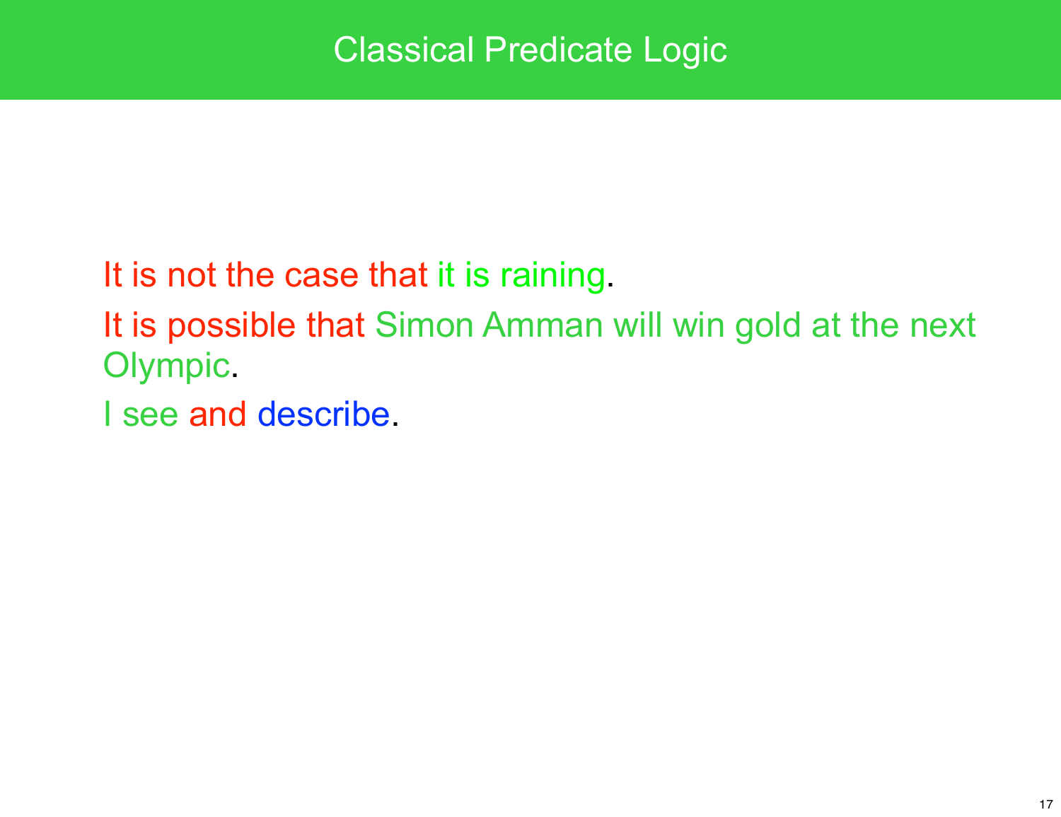# Classical Predicate Logic

It is not the case that it is raining.

It is possible that Simon Amman will win gold at the next Olympic.

I see and describe.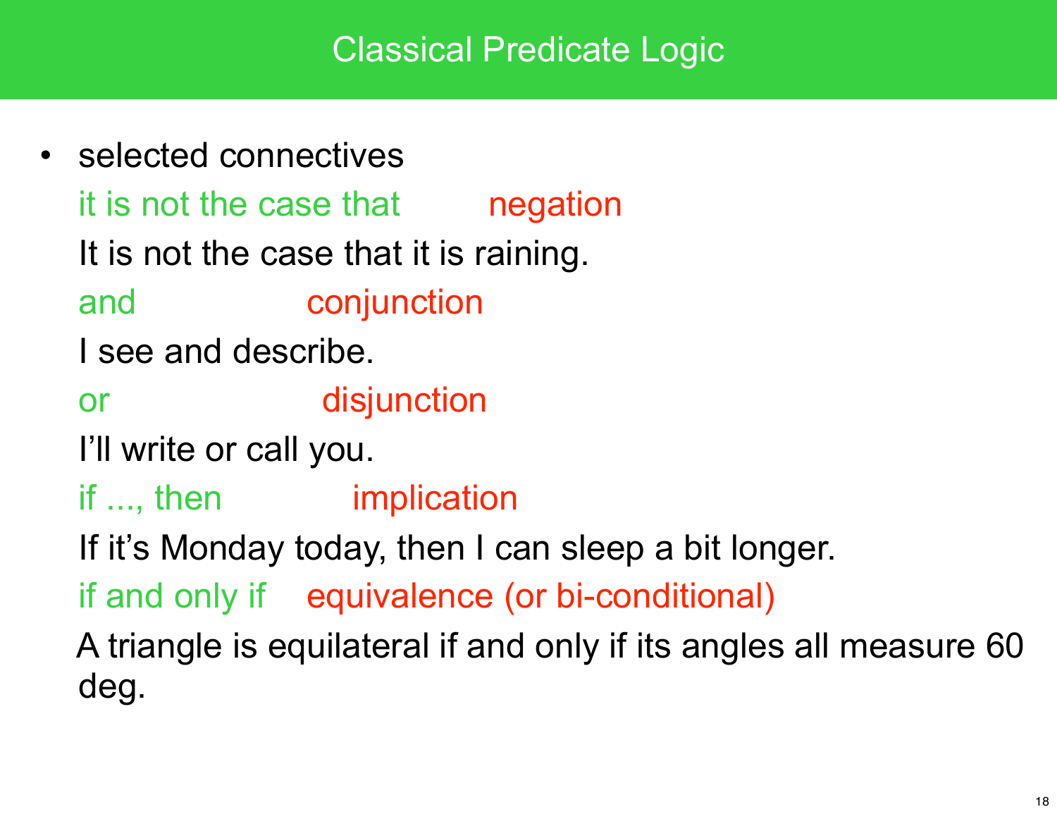# Classical Predicate Logic

- selected connectives

  it is not the case that — negation

  It is not the case that it is raining.

  and — conjunction

  I see and describe.

  or — disjunction

  I'll write or call you.

  if ..., then — implication

  If it's Monday today, then I can sleep a bit longer.

  if and only if — equivalence (or bi-conditional)

  A triangle is equilateral if and only if its angles all measure 60 deg.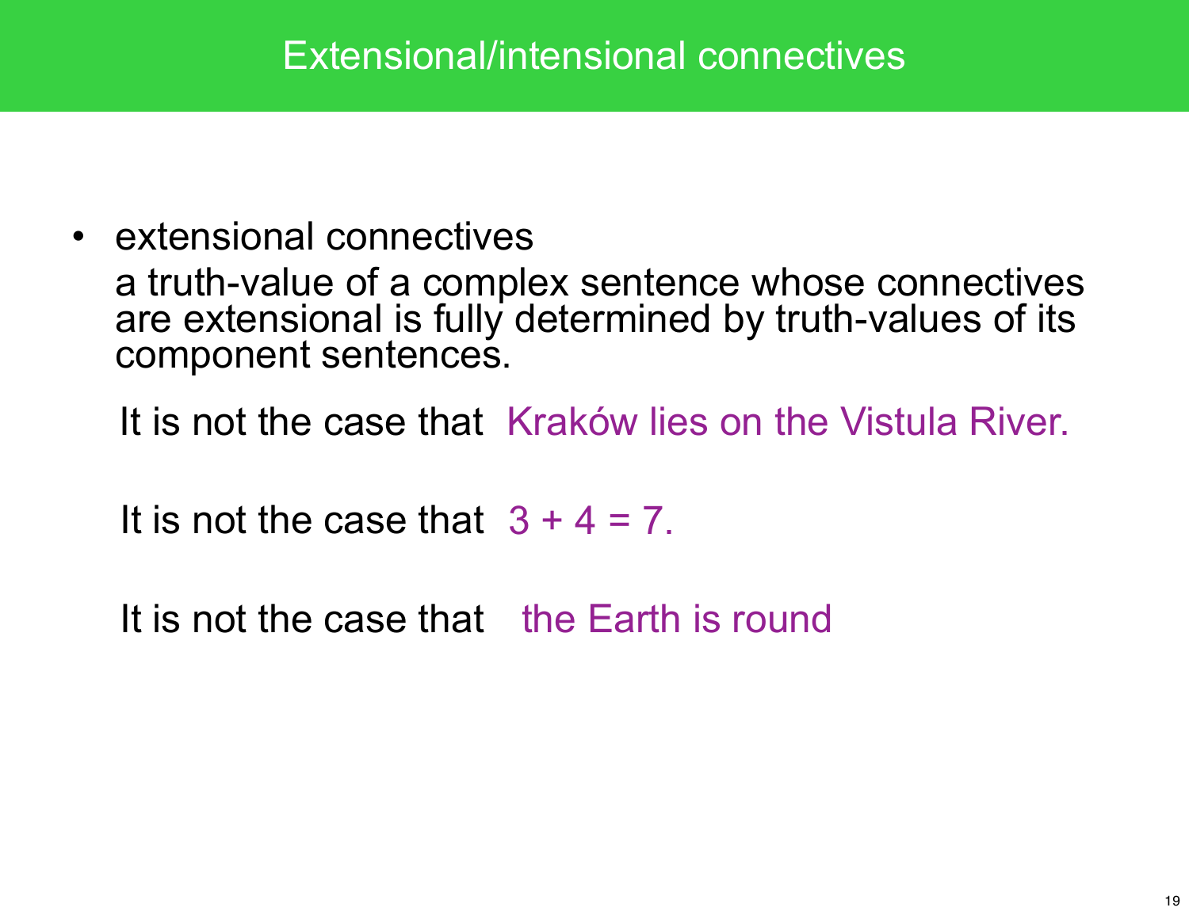# Extensional/intensional connectives

- extensional connectives

  a truth-value of a complex sentence whose connectives are extensional is fully determined by truth-values of its component sentences.

It is not the case that Kraków lies on the Vistula River.

It is not the case that $3 + 4 = 7$.

It is not the case that the Earth is round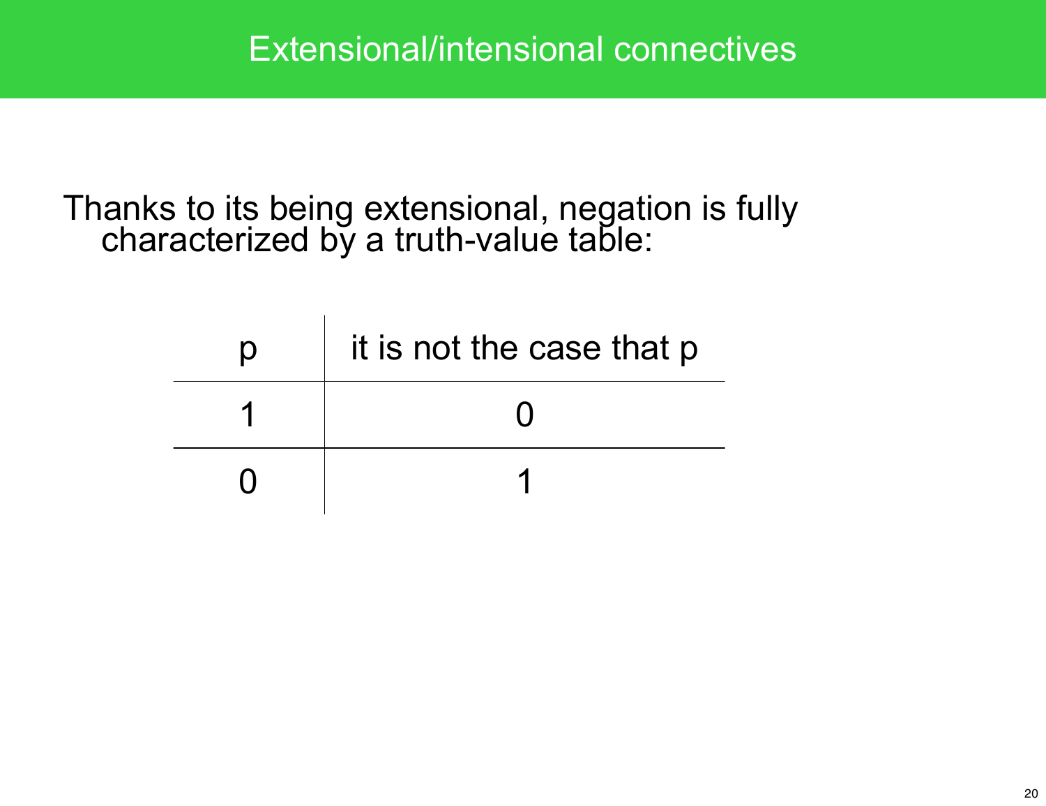# Extensional/intensional connectives

Thanks to its being extensional, negation is fully characterized by a truth-value table:

| p | it is not the case that p |
|---|---|
| 1 | 0 |
| 0 | 1 |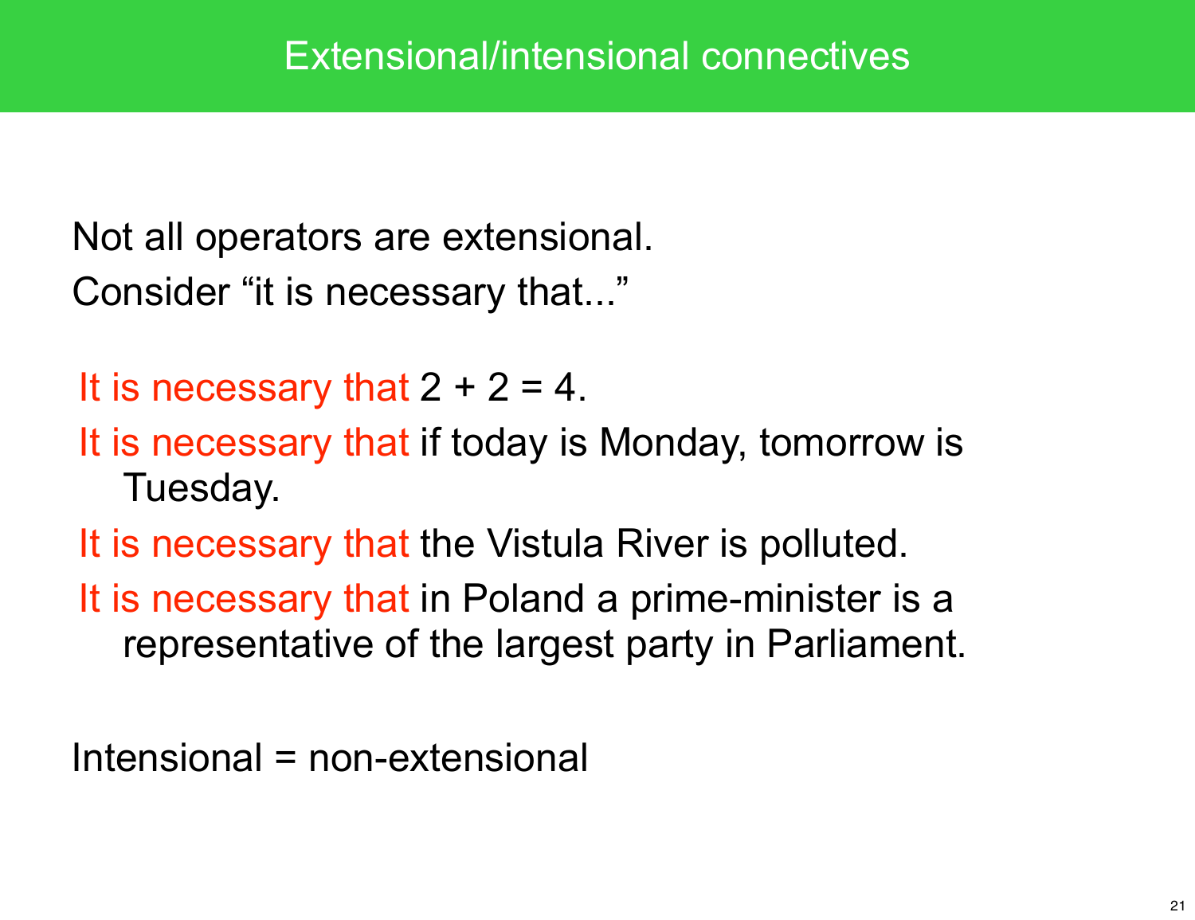# Extensional/intensional connectives

Not all operators are extensional.

Consider "it is necessary that..."

- It is necessary that 2 + 2 = 4.
- It is necessary that if today is Monday, tomorrow is Tuesday.
- It is necessary that the Vistula River is polluted.
- It is necessary that in Poland a prime-minister is a representative of the largest party in Parliament.

Intensional = non-extensional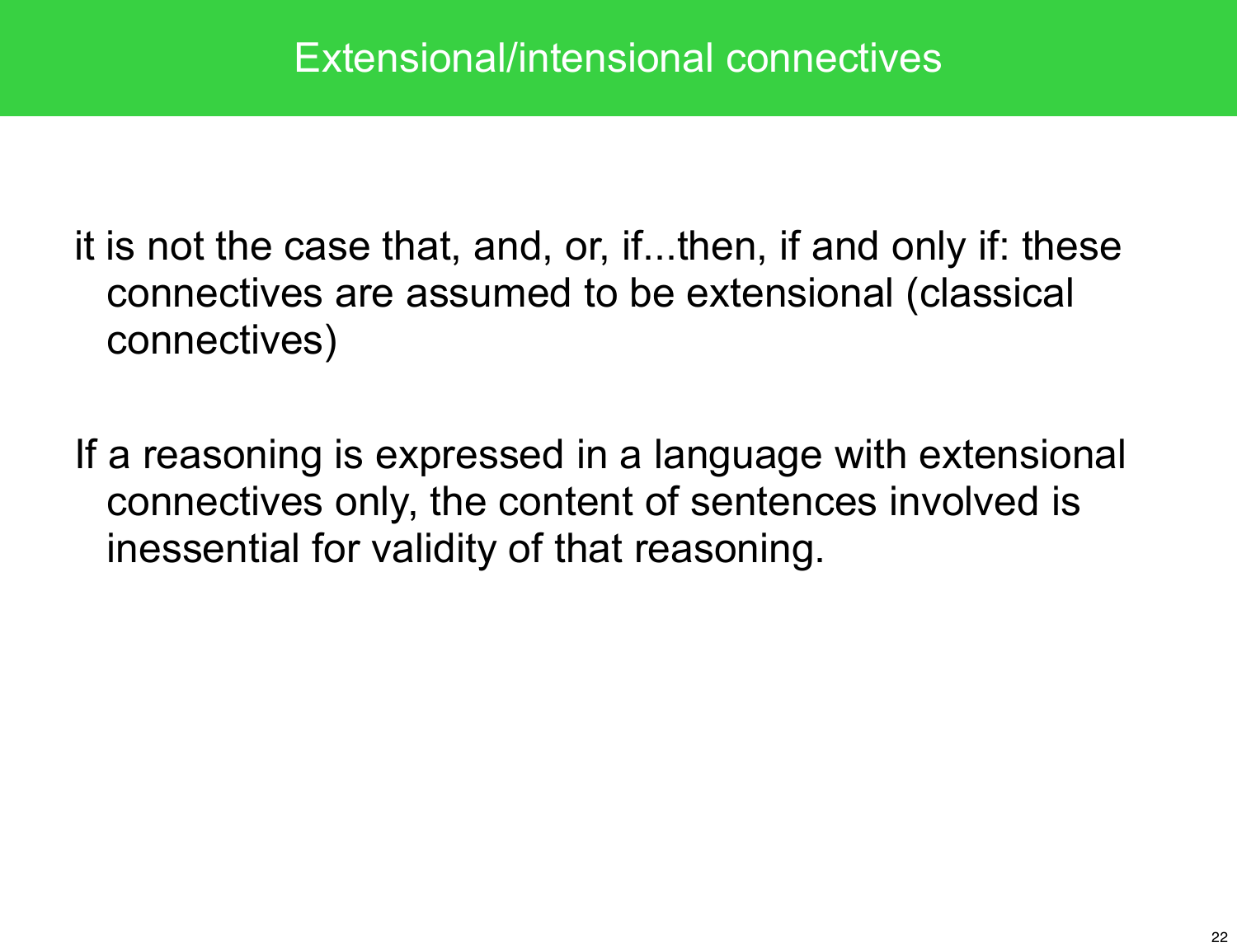# Extensional/intensional connectives

it is not the case that, and, or, if...then, if and only if: these connectives are assumed to be extensional (classical connectives)

If a reasoning is expressed in a language with extensional connectives only, the content of sentences involved is inessential for validity of that reasoning.